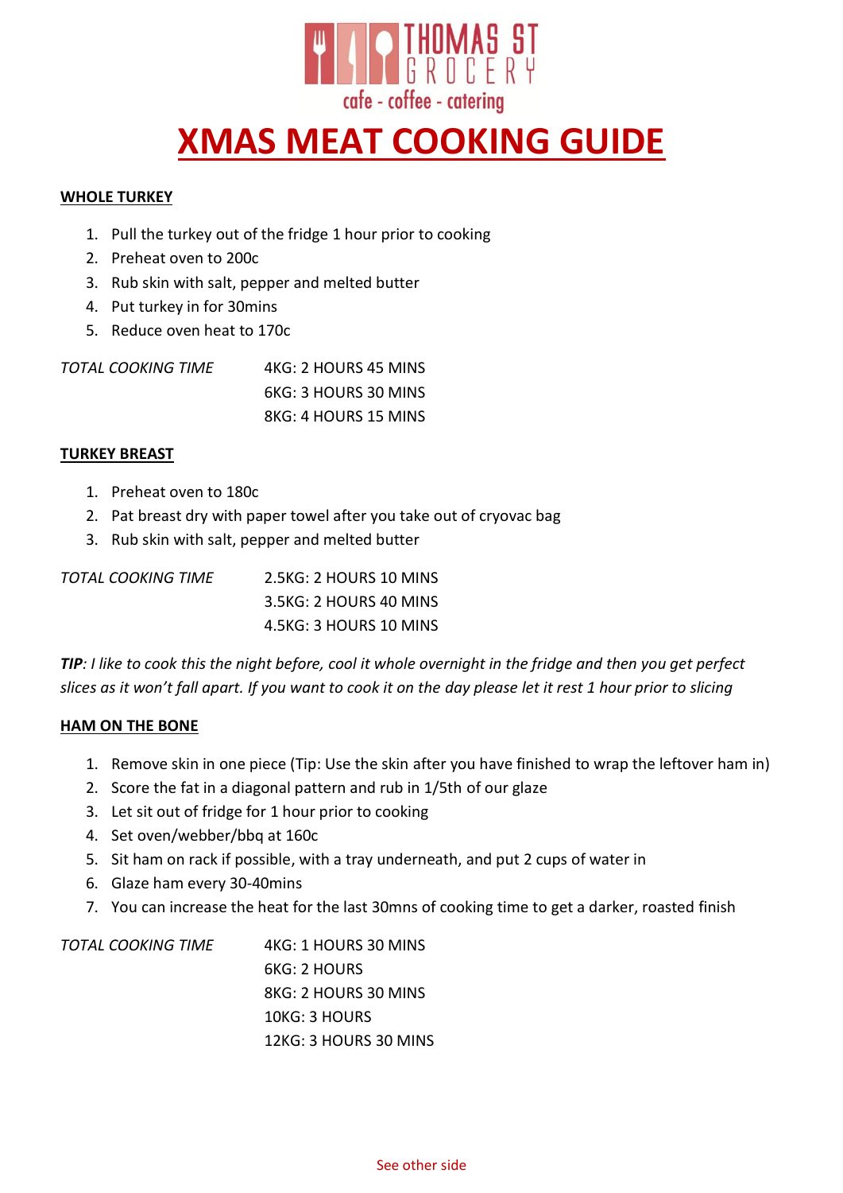THOMAS ST GROCERY

cafe - coffee - catering

# XMAS MEAT COOKING GUIDE

## WHOLE TURKEY

1. Pull the turkey out of the fridge 1 hour prior to cooking
2. Preheat oven to 200c
3. Rub skin with salt, pepper and melted butter
4. Put turkey in for 30mins
5. Reduce oven heat to 170c

*TOTAL COOKING TIME*

4KG: 2 HOURS 45 MINS
6KG: 3 HOURS 30 MINS
8KG: 4 HOURS 15 MINS

## TURKEY BREAST

1. Preheat oven to 180c
2. Pat breast dry with paper towel after you take out of cryovac bag
3. Rub skin with salt, pepper and melted butter

*TOTAL COOKING TIME*

2.5KG: 2 HOURS 10 MINS
3.5KG: 2 HOURS 40 MINS
4.5KG: 3 HOURS 10 MINS

***TIP**: I like to cook this the night before, cool it whole overnight in the fridge and then you get perfect slices as it won't fall apart. If you want to cook it on the day please let it rest 1 hour prior to slicing*

## HAM ON THE BONE

1. Remove skin in one piece (Tip: Use the skin after you have finished to wrap the leftover ham in)
2. Score the fat in a diagonal pattern and rub in 1/5th of our glaze
3. Let sit out of fridge for 1 hour prior to cooking
4. Set oven/webber/bbq at 160c
5. Sit ham on rack if possible, with a tray underneath, and put 2 cups of water in
6. Glaze ham every 30-40mins
7. You can increase the heat for the last 30mns of cooking time to get a darker, roasted finish

*TOTAL COOKING TIME*

4KG: 1 HOURS 30 MINS
6KG: 2 HOURS
8KG: 2 HOURS 30 MINS
10KG: 3 HOURS
12KG: 3 HOURS 30 MINS

See other side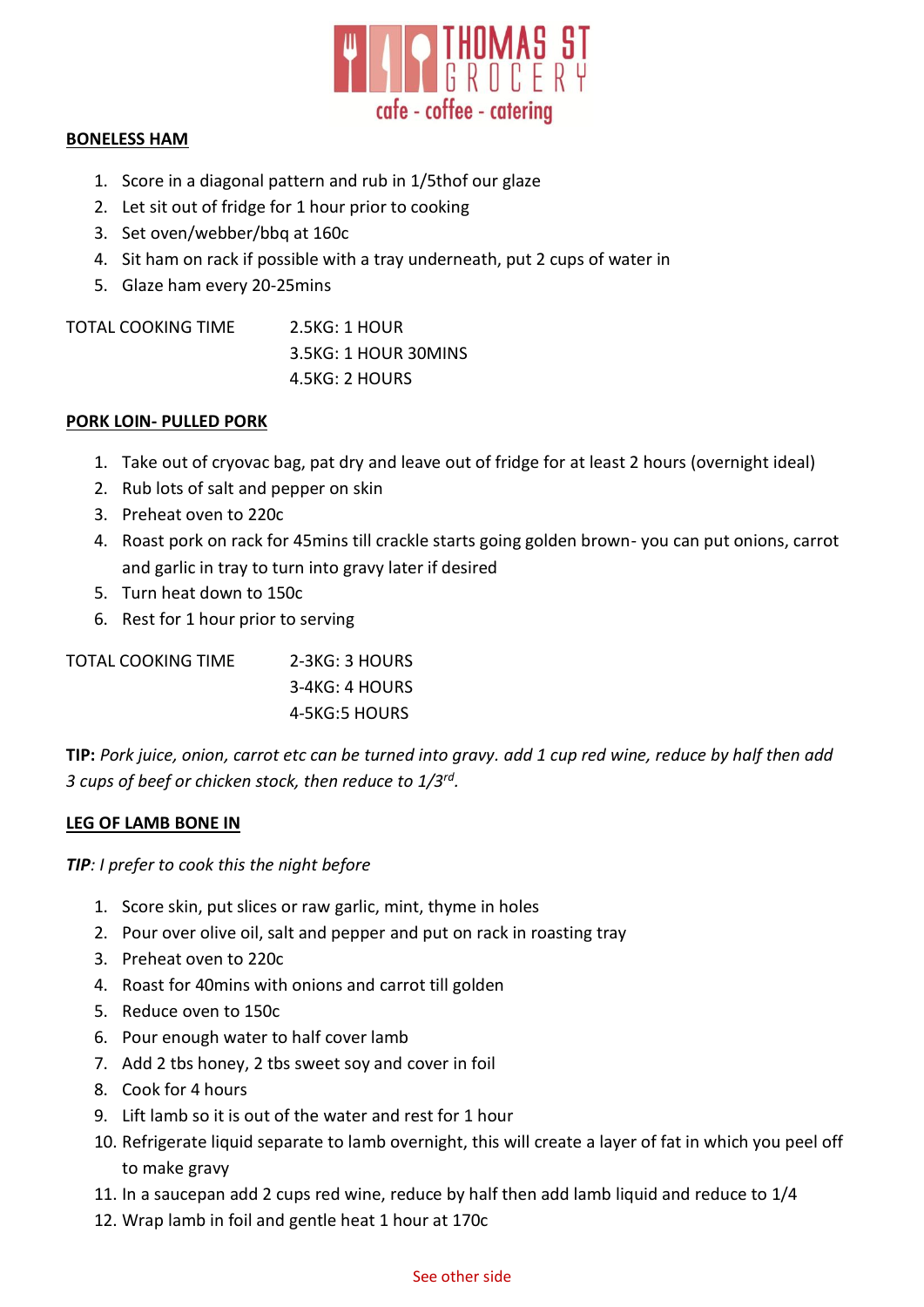THOMAS ST GROCERY
cafe - coffee - catering

**BONELESS HAM**

1. Score in a diagonal pattern and rub in 1/5thof our glaze
2. Let sit out of fridge for 1 hour prior to cooking
3. Set oven/webber/bbq at 160c
4. Sit ham on rack if possible with a tray underneath, put 2 cups of water in
5. Glaze ham every 20-25mins

| | |
|---|---|
| TOTAL COOKING TIME | 2.5KG: 1 HOUR |
| | 3.5KG: 1 HOUR 30MINS |
| | 4.5KG: 2 HOURS |

**PORK LOIN- PULLED PORK**

1. Take out of cryovac bag, pat dry and leave out of fridge for at least 2 hours (overnight ideal)
2. Rub lots of salt and pepper on skin
3. Preheat oven to 220c
4. Roast pork on rack for 45mins till crackle starts going golden brown- you can put onions, carrot and garlic in tray to turn into gravy later if desired
5. Turn heat down to 150c
6. Rest for 1 hour prior to serving

| | |
|---|---|
| TOTAL COOKING TIME | 2-3KG: 3 HOURS |
| | 3-4KG: 4 HOURS |
| | 4-5KG:5 HOURS |

**TIP:** *Pork juice, onion, carrot etc can be turned into gravy. add 1 cup red wine, reduce by half then add 3 cups of beef or chicken stock, then reduce to 1/3rd.*

**LEG OF LAMB BONE IN**

***TIP****: I prefer to cook this the night before*

1. Score skin, put slices or raw garlic, mint, thyme in holes
2. Pour over olive oil, salt and pepper and put on rack in roasting tray
3. Preheat oven to 220c
4. Roast for 40mins with onions and carrot till golden
5. Reduce oven to 150c
6. Pour enough water to half cover lamb
7. Add 2 tbs honey, 2 tbs sweet soy and cover in foil
8. Cook for 4 hours
9. Lift lamb so it is out of the water and rest for 1 hour
10. Refrigerate liquid separate to lamb overnight, this will create a layer of fat in which you peel off to make gravy
11. In a saucepan add 2 cups red wine, reduce by half then add lamb liquid and reduce to 1/4
12. Wrap lamb in foil and gentle heat 1 hour at 170c

See other side